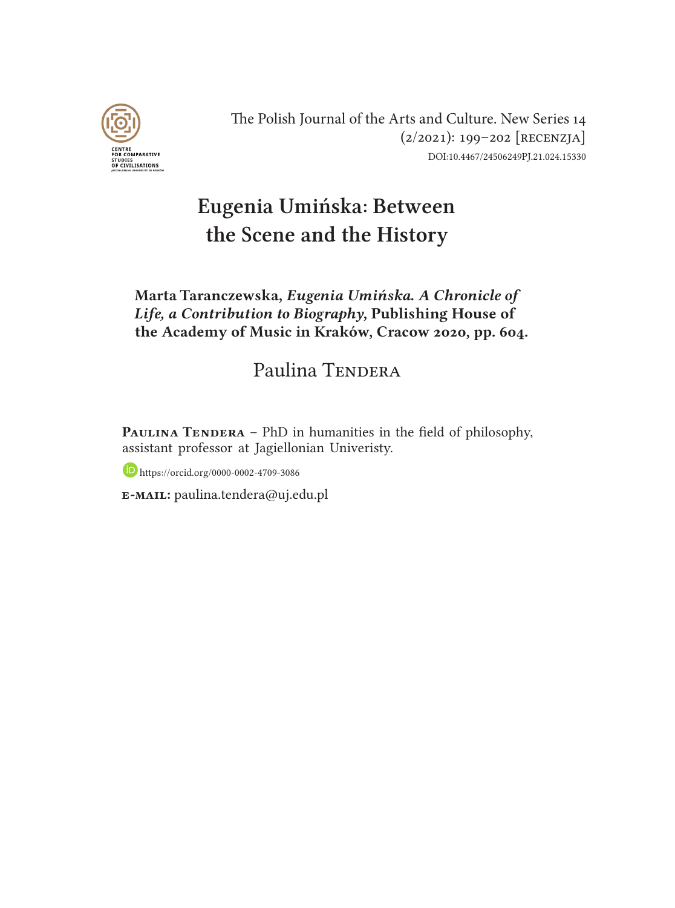The Polish Journal of the Arts and Culture. New Series 14 (2/2021): 199–202 [RECENZJA]
DOI:10.4467/24506249PJ.21.024.15330

# Eugenia Umińska: Between the Scene and the History

**Marta Taranczewska, *Eugenia Umińska. A Chronicle of Life, a Contribution to Biography*, Publishing House of the Academy of Music in Kraków, Cracow 2020, pp. 604.**

Paulina Tendera

**Paulina Tendera** – PhD in humanities in the field of philosophy, assistant professor at Jagiellonian Univeristy.

https://orcid.org/0000-0002-4709-3086

**e-mail:** paulina.tendera@uj.edu.pl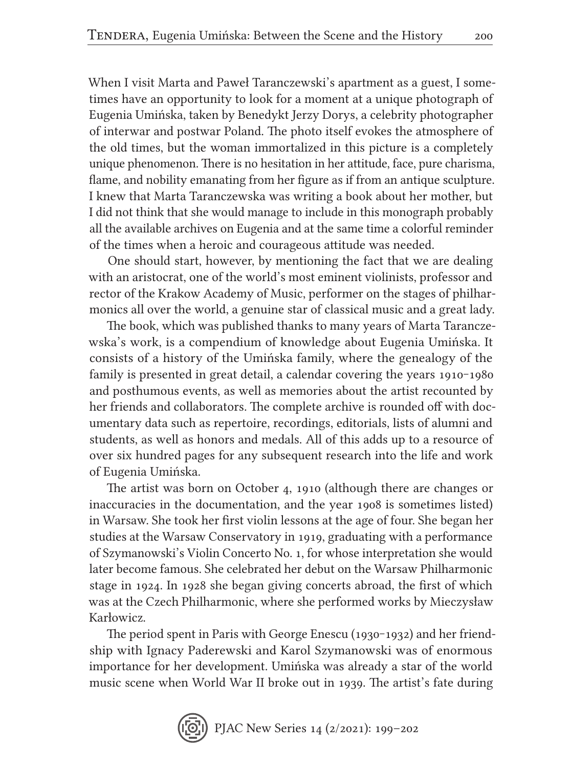When I visit Marta and Paweł Taranczewski's apartment as a guest, I sometimes have an opportunity to look for a moment at a unique photograph of Eugenia Umińska, taken by Benedykt Jerzy Dorys, a celebrity photographer of interwar and postwar Poland. The photo itself evokes the atmosphere of the old times, but the woman immortalized in this picture is a completely unique phenomenon. There is no hesitation in her attitude, face, pure charisma, flame, and nobility emanating from her figure as if from an antique sculpture. I knew that Marta Taranczewska was writing a book about her mother, but I did not think that she would manage to include in this monograph probably all the available archives on Eugenia and at the same time a colorful reminder of the times when a heroic and courageous attitude was needed.

One should start, however, by mentioning the fact that we are dealing with an aristocrat, one of the world's most eminent violinists, professor and rector of the Krakow Academy of Music, performer on the stages of philharmonics all over the world, a genuine star of classical music and a great lady.

The book, which was published thanks to many years of Marta Taranczewska's work, is a compendium of knowledge about Eugenia Umińska. It consists of a history of the Umińska family, where the genealogy of the family is presented in great detail, a calendar covering the years 1910–1980 and posthumous events, as well as memories about the artist recounted by her friends and collaborators. The complete archive is rounded off with documentary data such as repertoire, recordings, editorials, lists of alumni and students, as well as honors and medals. All of this adds up to a resource of over six hundred pages for any subsequent research into the life and work of Eugenia Umińska.

The artist was born on October 4, 1910 (although there are changes or inaccuracies in the documentation, and the year 1908 is sometimes listed) in Warsaw. She took her first violin lessons at the age of four. She began her studies at the Warsaw Conservatory in 1919, graduating with a performance of Szymanowski's Violin Concerto No. 1, for whose interpretation she would later become famous. She celebrated her debut on the Warsaw Philharmonic stage in 1924. In 1928 she began giving concerts abroad, the first of which was at the Czech Philharmonic, where she performed works by Mieczysław Karłowicz.

The period spent in Paris with George Enescu (1930–1932) and her friendship with Ignacy Paderewski and Karol Szymanowski was of enormous importance for her development. Umińska was already a star of the world music scene when World War II broke out in 1939. The artist's fate during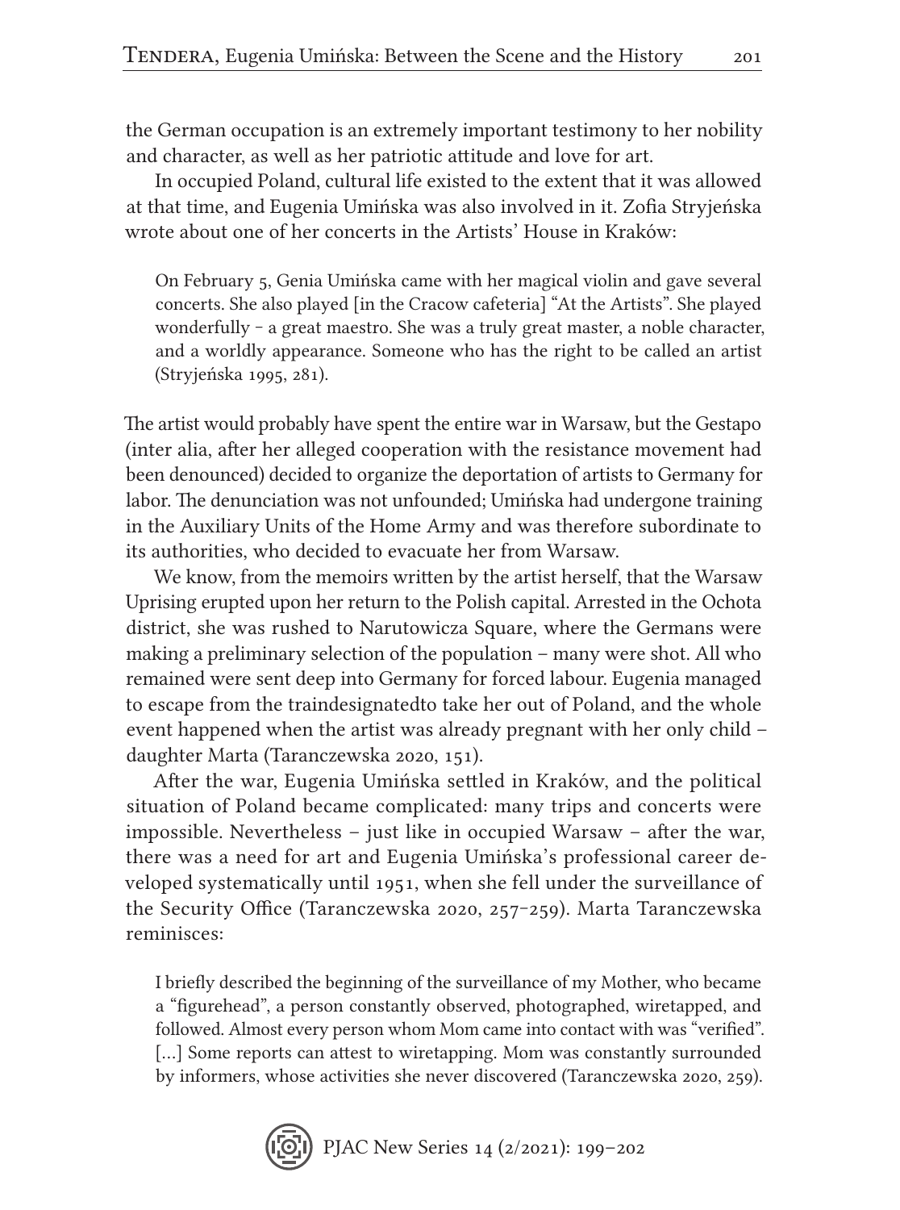the German occupation is an extremely important testimony to her nobility and character, as well as her patriotic attitude and love for art.

In occupied Poland, cultural life existed to the extent that it was allowed at that time, and Eugenia Umińska was also involved in it. Zofia Stryjeńska wrote about one of her concerts in the Artists' House in Kraków:

> On February 5, Genia Umińska came with her magical violin and gave several concerts. She also played [in the Cracow cafeteria] "At the Artists". She played wonderfully – a great maestro. She was a truly great master, a noble character, and a worldly appearance. Someone who has the right to be called an artist (Stryjeńska 1995, 281).

The artist would probably have spent the entire war in Warsaw, but the Gestapo (inter alia, after her alleged cooperation with the resistance movement had been denounced) decided to organize the deportation of artists to Germany for labor. The denunciation was not unfounded; Umińska had undergone training in the Auxiliary Units of the Home Army and was therefore subordinate to its authorities, who decided to evacuate her from Warsaw.

We know, from the memoirs written by the artist herself, that the Warsaw Uprising erupted upon her return to the Polish capital. Arrested in the Ochota district, she was rushed to Narutowicza Square, where the Germans were making a preliminary selection of the population – many were shot. All who remained were sent deep into Germany for forced labour. Eugenia managed to escape from the traindesignatedto take her out of Poland, and the whole event happened when the artist was already pregnant with her only child – daughter Marta (Taranczewska 2020, 151).

After the war, Eugenia Umińska settled in Kraków, and the political situation of Poland became complicated: many trips and concerts were impossible. Nevertheless – just like in occupied Warsaw – after the war, there was a need for art and Eugenia Umińska's professional career developed systematically until 1951, when she fell under the surveillance of the Security Office (Taranczewska 2020, 257–259). Marta Taranczewska reminisces:

> I briefly described the beginning of the surveillance of my Mother, who became a "figurehead", a person constantly observed, photographed, wiretapped, and followed. Almost every person whom Mom came into contact with was "verified". [...] Some reports can attest to wiretapping. Mom was constantly surrounded by informers, whose activities she never discovered (Taranczewska 2020, 259).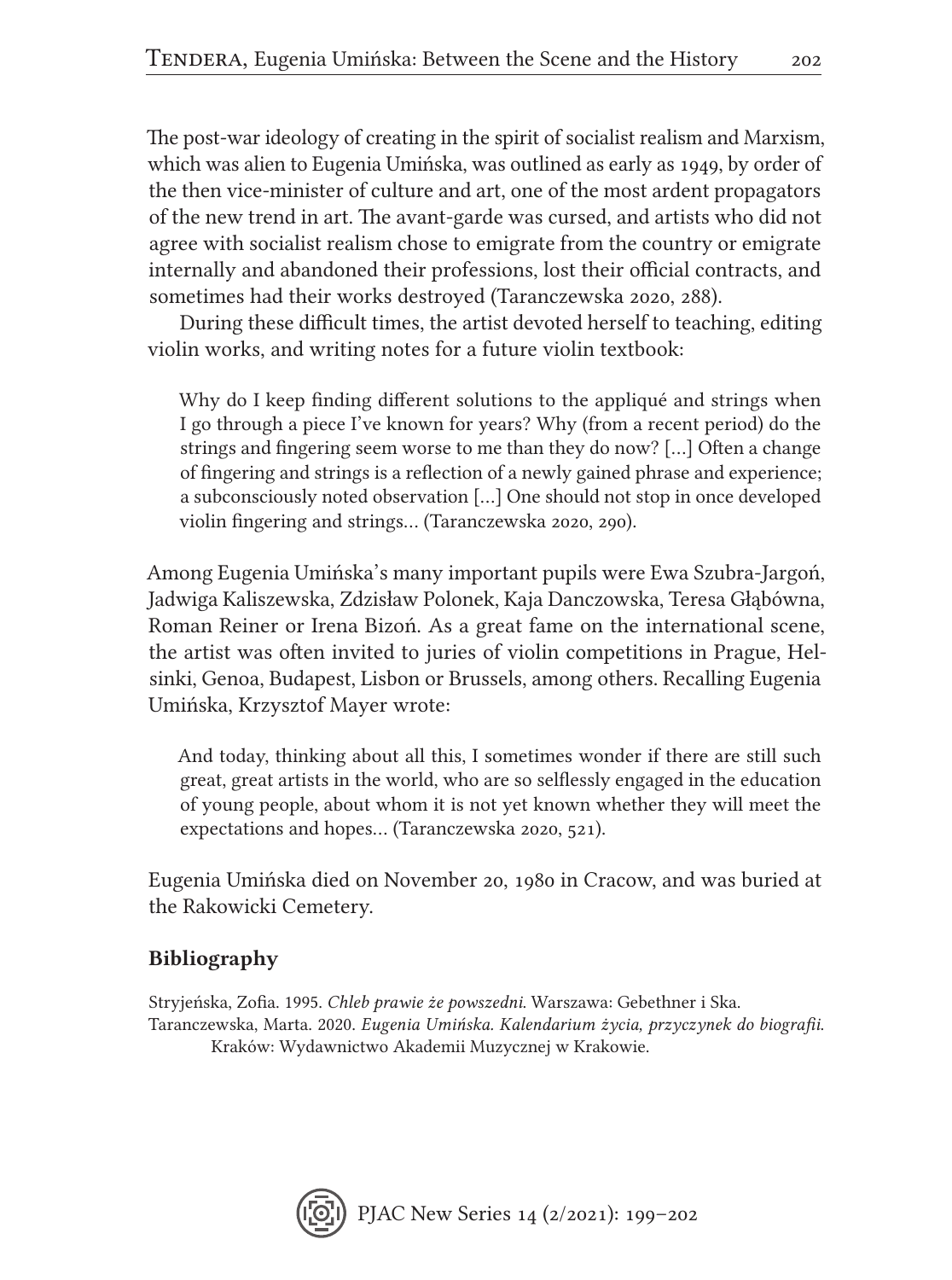The post-war ideology of creating in the spirit of socialist realism and Marxism, which was alien to Eugenia Umińska, was outlined as early as 1949, by order of the then vice-minister of culture and art, one of the most ardent propagators of the new trend in art. The avant-garde was cursed, and artists who did not agree with socialist realism chose to emigrate from the country or emigrate internally and abandoned their professions, lost their official contracts, and sometimes had their works destroyed (Taranczewska 2020, 288).

During these difficult times, the artist devoted herself to teaching, editing violin works, and writing notes for a future violin textbook:

> Why do I keep finding different solutions to the appliqué and strings when I go through a piece I've known for years? Why (from a recent period) do the strings and fingering seem worse to me than they do now? [...] Often a change of fingering and strings is a reflection of a newly gained phrase and experience; a subconsciously noted observation [...] One should not stop in once developed violin fingering and strings... (Taranczewska 2020, 290).

Among Eugenia Umińska's many important pupils were Ewa Szubra-Jargoń, Jadwiga Kaliszewska, Zdzisław Polonek, Kaja Danczowska, Teresa Głąbówna, Roman Reiner or Irena Bizoń. As a great fame on the international scene, the artist was often invited to juries of violin competitions in Prague, Helsinki, Genoa, Budapest, Lisbon or Brussels, among others. Recalling Eugenia Umińska, Krzysztof Mayer wrote:

> And today, thinking about all this, I sometimes wonder if there are still such great, great artists in the world, who are so selflessly engaged in the education of young people, about whom it is not yet known whether they will meet the expectations and hopes... (Taranczewska 2020, 521).

Eugenia Umińska died on November 20, 1980 in Cracow, and was buried at the Rakowicki Cemetery.

## Bibliography

Stryjeńska, Zofia. 1995. *Chleb prawie że powszedni*. Warszawa: Gebethner i Ska.

Taranczewska, Marta. 2020. *Eugenia Umińska. Kalendarium życia, przyczynek do biografii*. Kraków: Wydawnictwo Akademii Muzycznej w Krakowie.